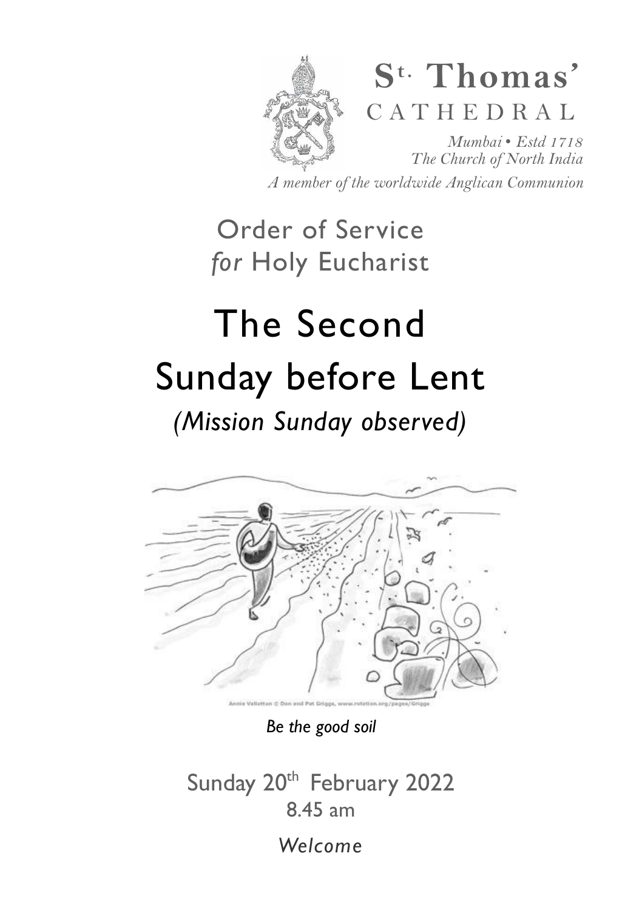**St. Thomas' CATHEDRAL**

*Mumbai • Estd 1718*
*The Church of North India*
*A member of the worldwide Anglican Communion*

## Order of Service
## *for* Holy Eucharist

# The Second Sunday before Lent

## *(Mission Sunday observed)*

Annie Vallotton © Don and Pat Griggs, www.rotation.org/pages/Griggs

*Be the good soil*

Sunday 20th February 2022
8.45 am

*Welcome*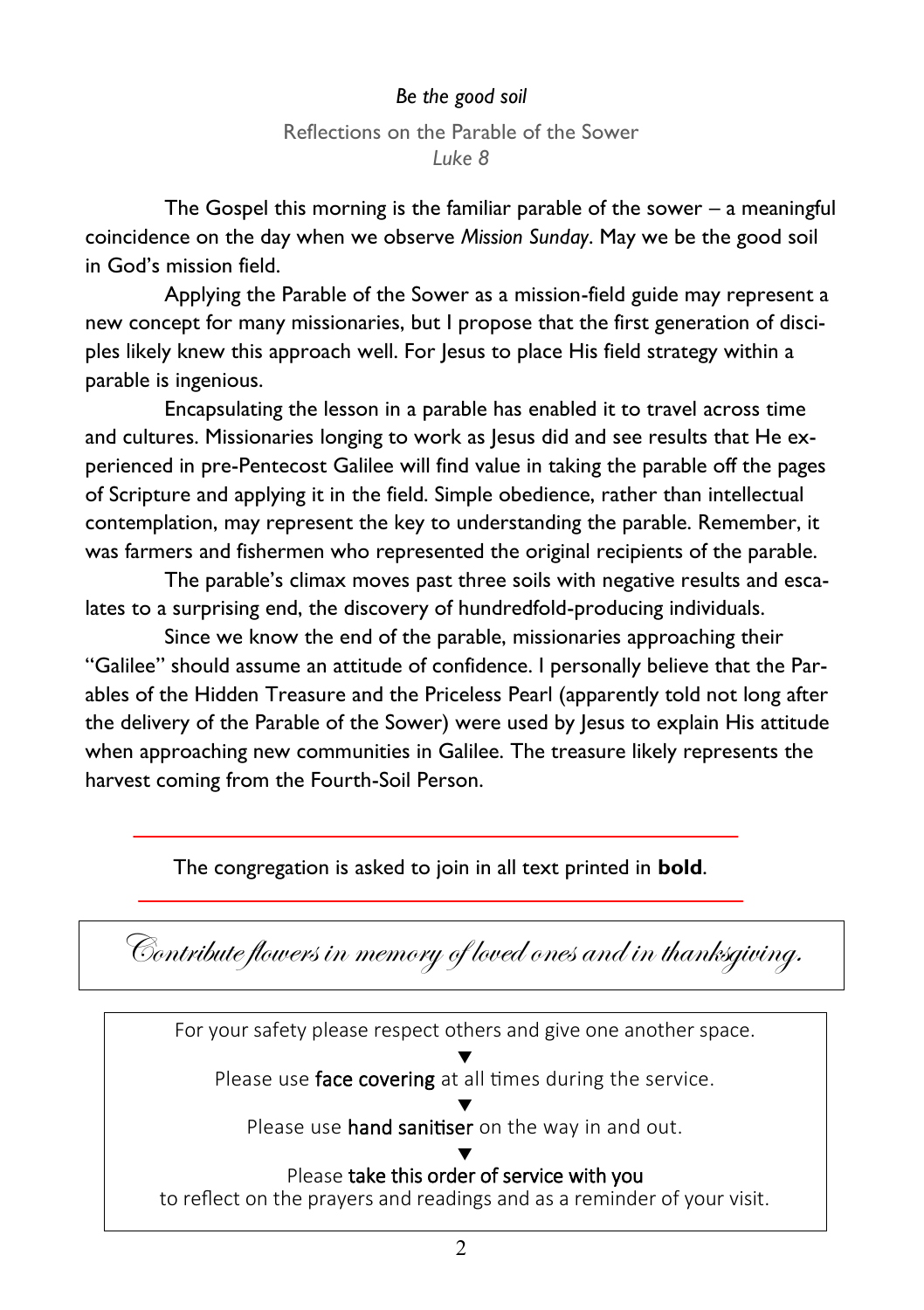*Be the good soil*

Reflections on the Parable of the Sower
*Luke 8*

The Gospel this morning is the familiar parable of the sower – a meaningful coincidence on the day when we observe *Mission Sunday*. May we be the good soil in God's mission field.

Applying the Parable of the Sower as a mission-field guide may represent a new concept for many missionaries, but I propose that the first generation of disciples likely knew this approach well. For Jesus to place His field strategy within a parable is ingenious.

Encapsulating the lesson in a parable has enabled it to travel across time and cultures. Missionaries longing to work as Jesus did and see results that He experienced in pre-Pentecost Galilee will find value in taking the parable off the pages of Scripture and applying it in the field. Simple obedience, rather than intellectual contemplation, may represent the key to understanding the parable. Remember, it was farmers and fishermen who represented the original recipients of the parable.

The parable's climax moves past three soils with negative results and escalates to a surprising end, the discovery of hundredfold-producing individuals.

Since we know the end of the parable, missionaries approaching their "Galilee" should assume an attitude of confidence. I personally believe that the Parables of the Hidden Treasure and the Priceless Pearl (apparently told not long after the delivery of the Parable of the Sower) were used by Jesus to explain His attitude when approaching new communities in Galilee. The treasure likely represents the harvest coming from the Fourth-Soil Person.

---

The congregation is asked to join in all text printed in **bold**.

---

*Contribute flowers in memory of loved ones and in thanksgiving.*

For your safety please respect others and give one another space.

▼

Please use face covering at all times during the service.

▼

Please use hand sanitiser on the way in and out.

▼

Please take this order of service with you
to reflect on the prayers and readings and as a reminder of your visit.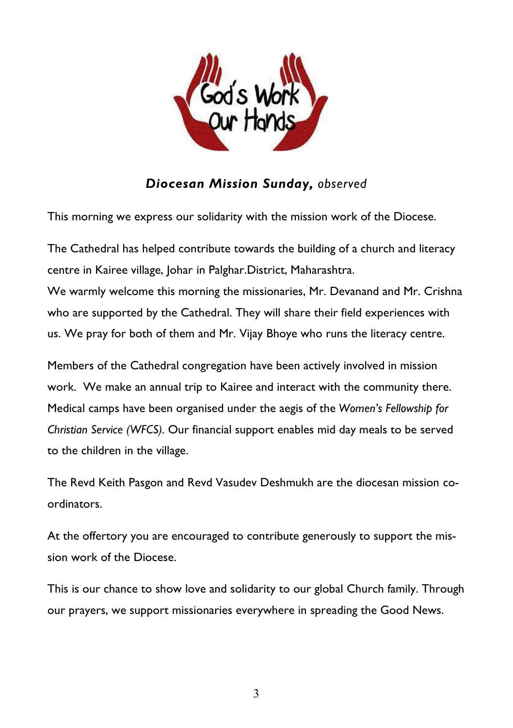God's Work Our Hands

## ***Diocesan Mission Sunday,*** *observed*

This morning we express our solidarity with the mission work of the Diocese.

The Cathedral has helped contribute towards the building of a church and literacy centre in Kairee village, Johar in Palghar.District, Maharashtra.
We warmly welcome this morning the missionaries, Mr. Devanand and Mr. Crishna who are supported by the Cathedral. They will share their field experiences with us. We pray for both of them and Mr. Vijay Bhoye who runs the literacy centre.

Members of the Cathedral congregation have been actively involved in mission work. We make an annual trip to Kairee and interact with the community there. Medical camps have been organised under the aegis of the *Women's Fellowship for Christian Service (WFCS).* Our financial support enables mid day meals to be served to the children in the village.

The Revd Keith Pasgon and Revd Vasudev Deshmukh are the diocesan mission co-ordinators.

At the offertory you are encouraged to contribute generously to support the mission work of the Diocese.

This is our chance to show love and solidarity to our global Church family. Through our prayers, we support missionaries everywhere in spreading the Good News.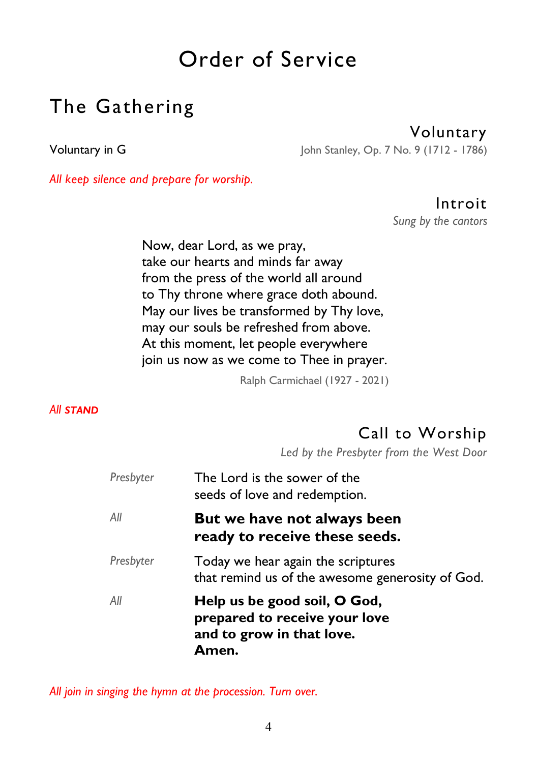# Order of Service

## The Gathering

### Voluntary

Voluntary in G — John Stanley, Op. 7 No. 9 (1712 - 1786)

*All keep silence and prepare for worship.*

### Introit

*Sung by the cantors*

Now, dear Lord, as we pray,
take our hearts and minds far away
from the press of the world all around
to Thy throne where grace doth abound.
May our lives be transformed by Thy love,
may our souls be refreshed from above.
At this moment, let people everywhere
join us now as we come to Thee in prayer.

Ralph Carmichael (1927 - 2021)

*All* ***STAND***

### Call to Worship

*Led by the Presbyter from the West Door*

*Presbyter* The Lord is the sower of the seeds of love and redemption.

*All* **But we have not always been ready to receive these seeds.**

*Presbyter* Today we hear again the scriptures that remind us of the awesome generosity of God.

*All* **Help us be good soil, O God, prepared to receive your love and to grow in that love. Amen.**

*All join in singing the hymn at the procession. Turn over.*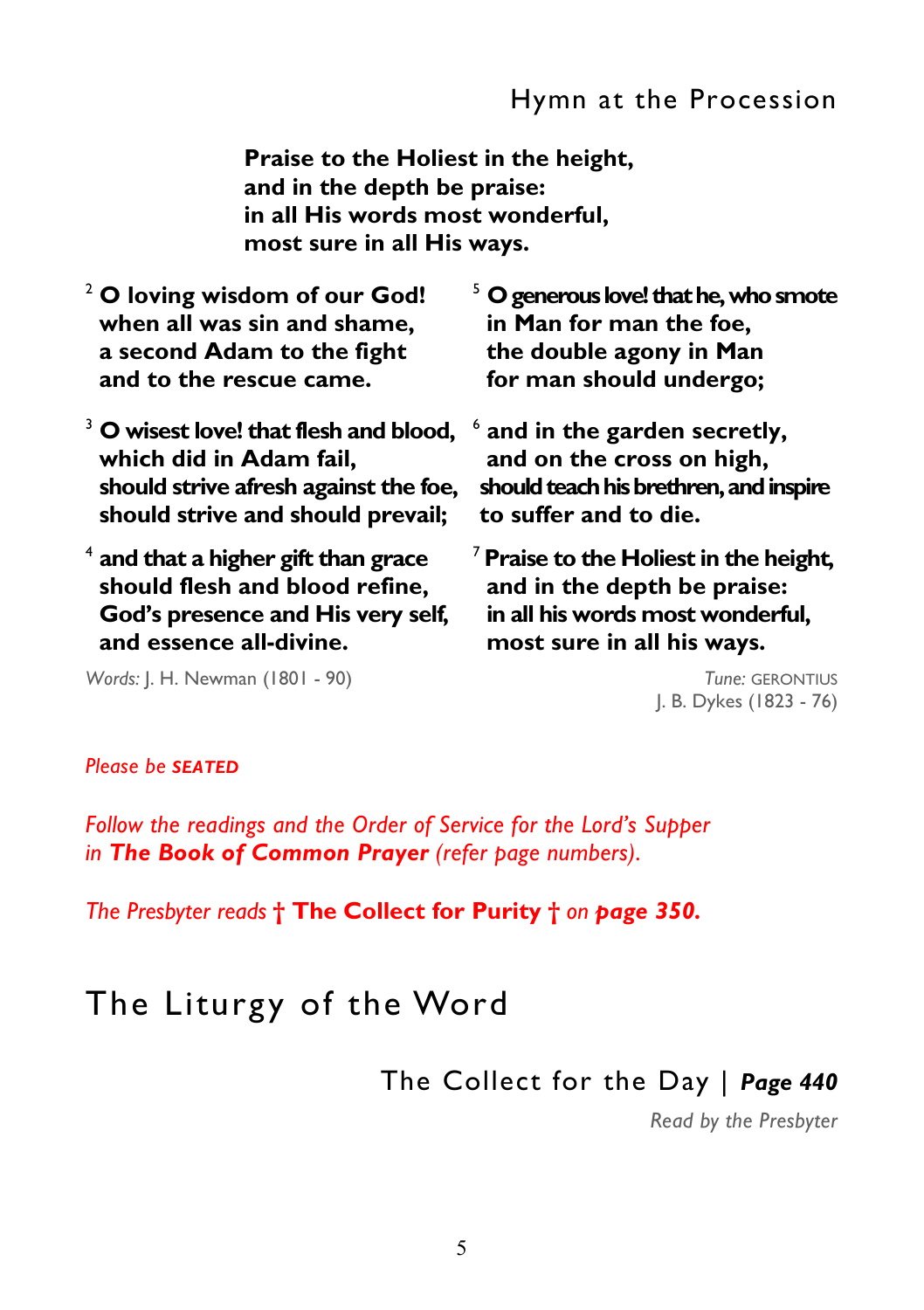## Hymn at the Procession

**Praise to the Holiest in the height,**
**and in the depth be praise:**
**in all His words most wonderful,**
**most sure in all His ways.**

2 **O loving wisdom of our God!**
**when all was sin and shame,**
**a second Adam to the fight**
**and to the rescue came.**

3 **O wisest love! that flesh and blood,**
**which did in Adam fail,**
**should strive afresh against the foe,**
**should strive and should prevail;**

4 **and that a higher gift than grace**
**should flesh and blood refine,**
**God's presence and His very self,**
**and essence all-divine.**

5 **O generous love! that he, who smote**
**in Man for man the foe,**
**the double agony in Man**
**for man should undergo;**

6 **and in the garden secretly,**
**and on the cross on high,**
**should teach his brethren, and inspire**
**to suffer and to die.**

7 **Praise to the Holiest in the height,**
**and in the depth be praise:**
**in all his words most wonderful,**
**most sure in all his ways.**

*Words:* J. H. Newman (1801 - 90)

*Tune:* GERONTIUS
J. B. Dykes (1823 - 76)

*Please be* ***SEATED***

*Follow the readings and the Order of Service for the Lord's Supper in* ***The Book of Common Prayer*** *(refer page numbers).*

*The Presbyter reads* † **The Collect for Purity** † *on* ***page 350.***

# The Liturgy of the Word

## The Collect for the Day | *Page 440*

*Read by the Presbyter*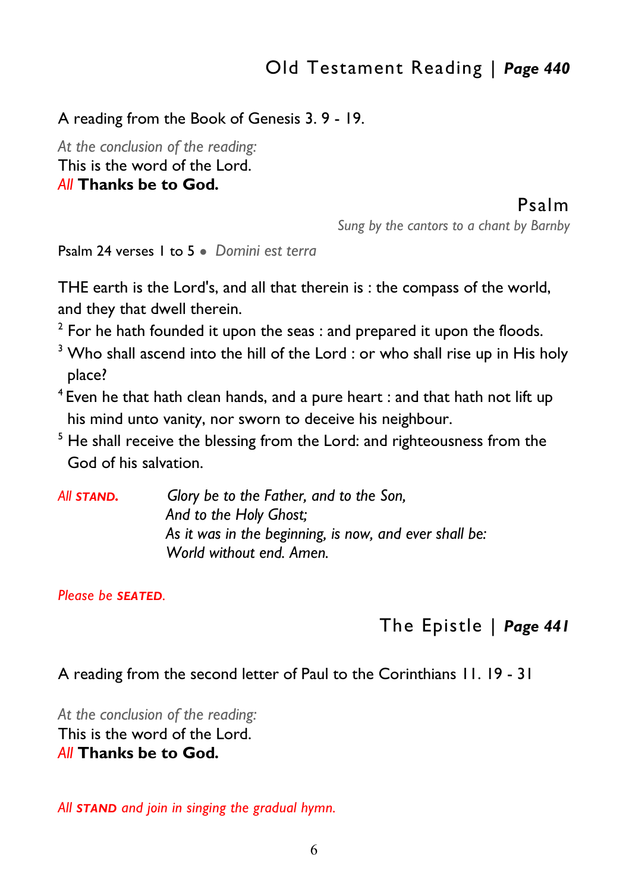## Old Testament Reading | *Page 440*

A reading from the Book of Genesis 3. 9 - 19.

*At the conclusion of the reading:*
This is the word of the Lord.
*All* **Thanks be to God.**

## Psalm

*Sung by the cantors to a chant by Barnby*

Psalm 24 verses 1 to 5 • *Domini est terra*

THE earth is the Lord's, and all that therein is : the compass of the world, and they that dwell therein.

2 For he hath founded it upon the seas : and prepared it upon the floods.

3 Who shall ascend into the hill of the Lord : or who shall rise up in His holy place?

4 Even he that hath clean hands, and a pure heart : and that hath not lift up his mind unto vanity, nor sworn to deceive his neighbour.

5 He shall receive the blessing from the Lord: and righteousness from the God of his salvation.

*All* ***STAND.***

*Glory be to the Father, and to the Son,*
*And to the Holy Ghost;*
*As it was in the beginning, is now, and ever shall be:*
*World without end. Amen.*

*Please be **SEATED**.*

## The Epistle | *Page 441*

A reading from the second letter of Paul to the Corinthians 11. 19 - 31

*At the conclusion of the reading:*
This is the word of the Lord.
*All* **Thanks be to God.**

*All **STAND** and join in singing the gradual hymn.*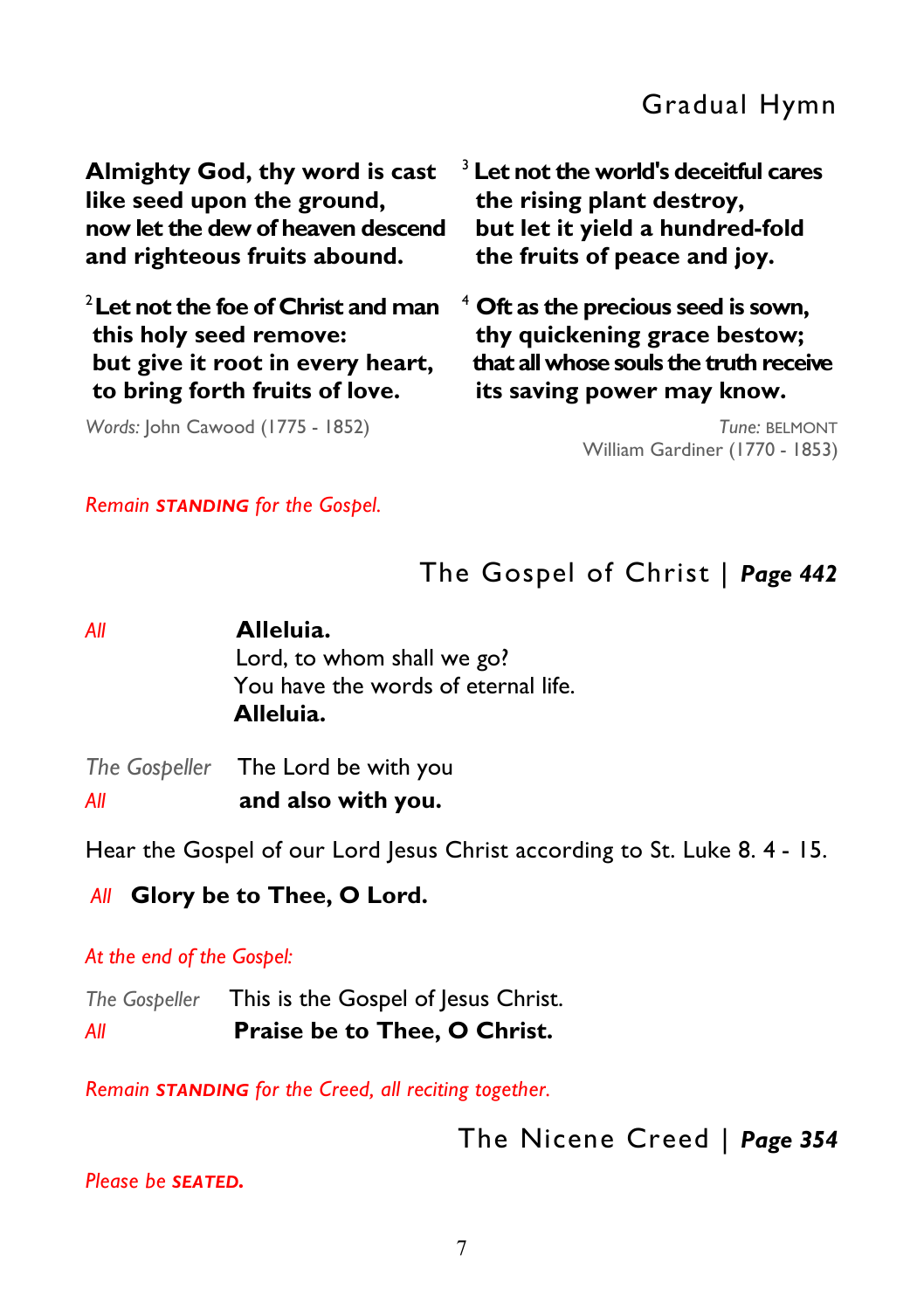## Gradual Hymn

**Almighty God, thy word is cast**
**like seed upon the ground,**
**now let the dew of heaven descend**
**and righteous fruits abound.**

2 **Let not the foe of Christ and man**
**this holy seed remove:**
**but give it root in every heart,**
**to bring forth fruits of love.**

3 **Let not the world's deceitful cares**
**the rising plant destroy,**
**but let it yield a hundred-fold**
**the fruits of peace and joy.**

4 **Oft as the precious seed is sown,**
**thy quickening grace bestow;**
**that all whose souls the truth receive**
**its saving power may know.**

*Words:* John Cawood (1775 - 1852)

*Tune:* BELMONT
William Gardiner (1770 - 1853)

*Remain **STANDING** for the Gospel.*

## The Gospel of Christ | ***Page 442***

*All* **Alleluia.**
Lord, to whom shall we go?
You have the words of eternal life.
**Alleluia.**

*The Gospeller* The Lord be with you
*All* **and also with you.**

Hear the Gospel of our Lord Jesus Christ according to St. Luke 8. 4 - 15.

*All* **Glory be to Thee, O Lord.**

*At the end of the Gospel:*

*The Gospeller* This is the Gospel of Jesus Christ.
*All* **Praise be to Thee, O Christ.**

*Remain **STANDING** for the Creed, all reciting together.*

## The Nicene Creed | ***Page 354***

*Please be **SEATED.***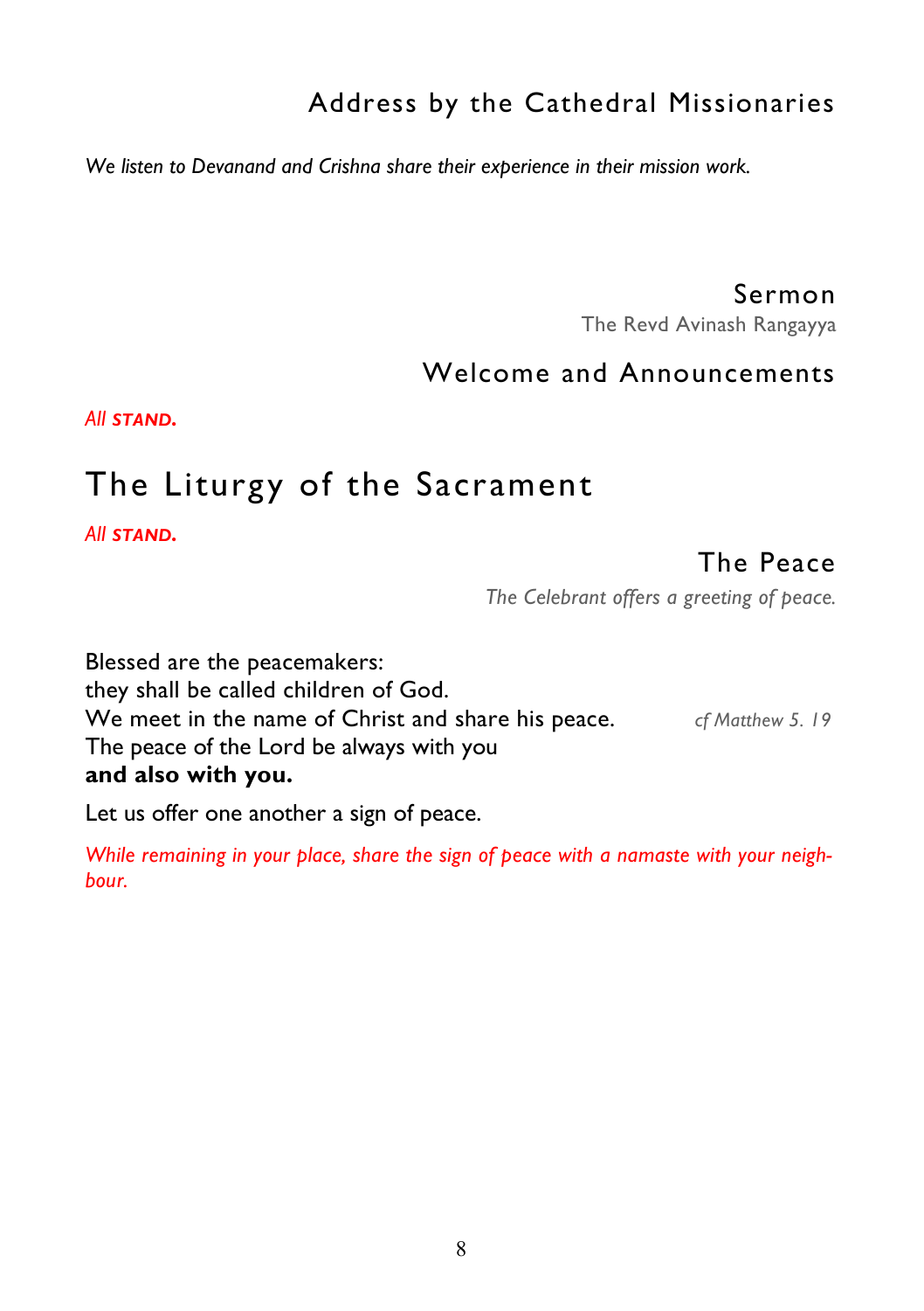## Address by the Cathedral Missionaries

*We listen to Devanand and Crishna share their experience in their mission work.*

## Sermon

The Revd Avinash Rangayya

## Welcome and Announcements

*All **STAND.***

# The Liturgy of the Sacrament

*All **STAND.***

## The Peace

*The Celebrant offers a greeting of peace.*

Blessed are the peacemakers:
they shall be called children of God.
We meet in the name of Christ and share his peace. *cf Matthew 5. 19*
The peace of the Lord be always with you
**and also with you.**

Let us offer one another a sign of peace.

*While remaining in your place, share the sign of peace with a namaste with your neighbour.*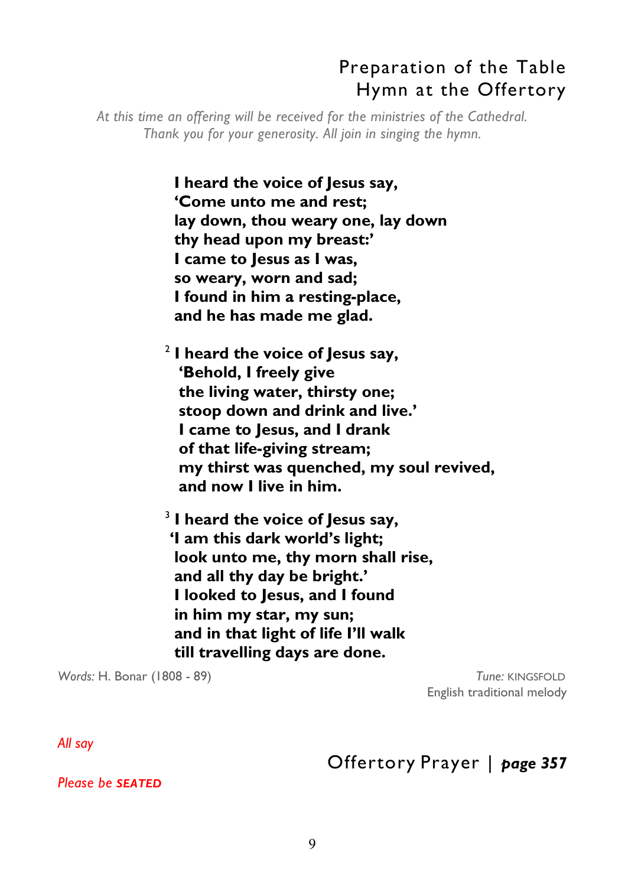## Preparation of the Table
## Hymn at the Offertory

*At this time an offering will be received for the ministries of the Cathedral. Thank you for your generosity. All join in singing the hymn.*

**I heard the voice of Jesus say,**
**'Come unto me and rest;**
**lay down, thou weary one, lay down**
**thy head upon my breast:'**
**I came to Jesus as I was,**
**so weary, worn and sad;**
**I found in him a resting-place,**
**and he has made me glad.**

2 **I heard the voice of Jesus say,**
**'Behold, I freely give**
**the living water, thirsty one;**
**stoop down and drink and live.'**
**I came to Jesus, and I drank**
**of that life-giving stream;**
**my thirst was quenched, my soul revived,**
**and now I live in him.**

3 **I heard the voice of Jesus say,**
**'I am this dark world's light;**
**look unto me, thy morn shall rise,**
**and all thy day be bright.'**
**I looked to Jesus, and I found**
**in him my star, my sun;**
**and in that light of life I'll walk**
**till travelling days are done.**

*Words:* H. Bonar (1808 - 89)

*Tune:* KINGSFOLD
English traditional melody

*All say*

## Offertory Prayer | *page 357*

*Please be* ***SEATED***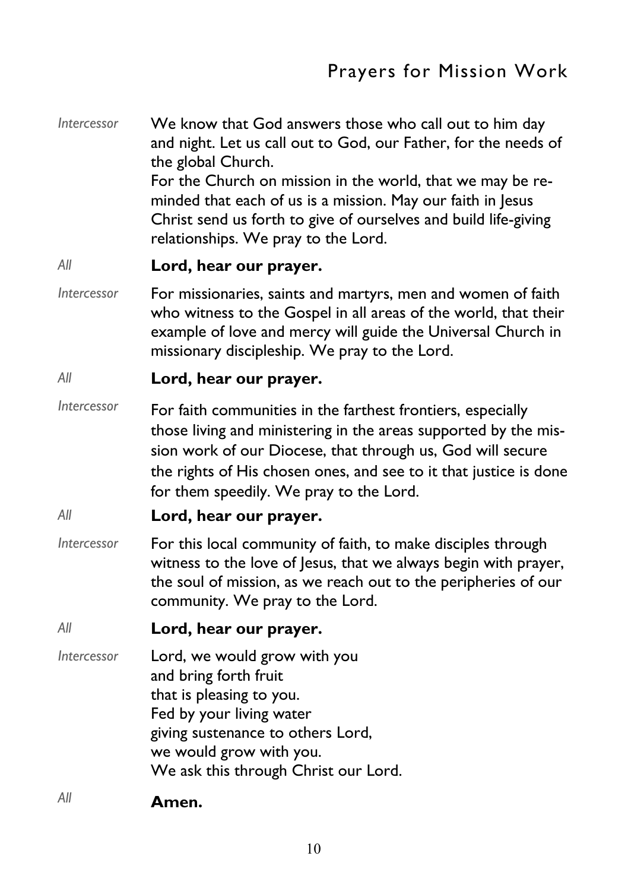## Prayers for Mission Work

*Intercessor* We know that God answers those who call out to him day and night. Let us call out to God, our Father, for the needs of the global Church.
For the Church on mission in the world, that we may be reminded that each of us is a mission. May our faith in Jesus Christ send us forth to give of ourselves and build life-giving relationships. We pray to the Lord.

*All* **Lord, hear our prayer.**

*Intercessor* For missionaries, saints and martyrs, men and women of faith who witness to the Gospel in all areas of the world, that their example of love and mercy will guide the Universal Church in missionary discipleship. We pray to the Lord.

*All* **Lord, hear our prayer.**

*Intercessor* For faith communities in the farthest frontiers, especially those living and ministering in the areas supported by the mission work of our Diocese, that through us, God will secure the rights of His chosen ones, and see to it that justice is done for them speedily. We pray to the Lord.

*All* **Lord, hear our prayer.**

*Intercessor* For this local community of faith, to make disciples through witness to the love of Jesus, that we always begin with prayer, the soul of mission, as we reach out to the peripheries of our community. We pray to the Lord.

*All* **Lord, hear our prayer.**

*Intercessor* Lord, we would grow with you
and bring forth fruit
that is pleasing to you.
Fed by your living water
giving sustenance to others Lord,
we would grow with you.
We ask this through Christ our Lord.

*All* **Amen.**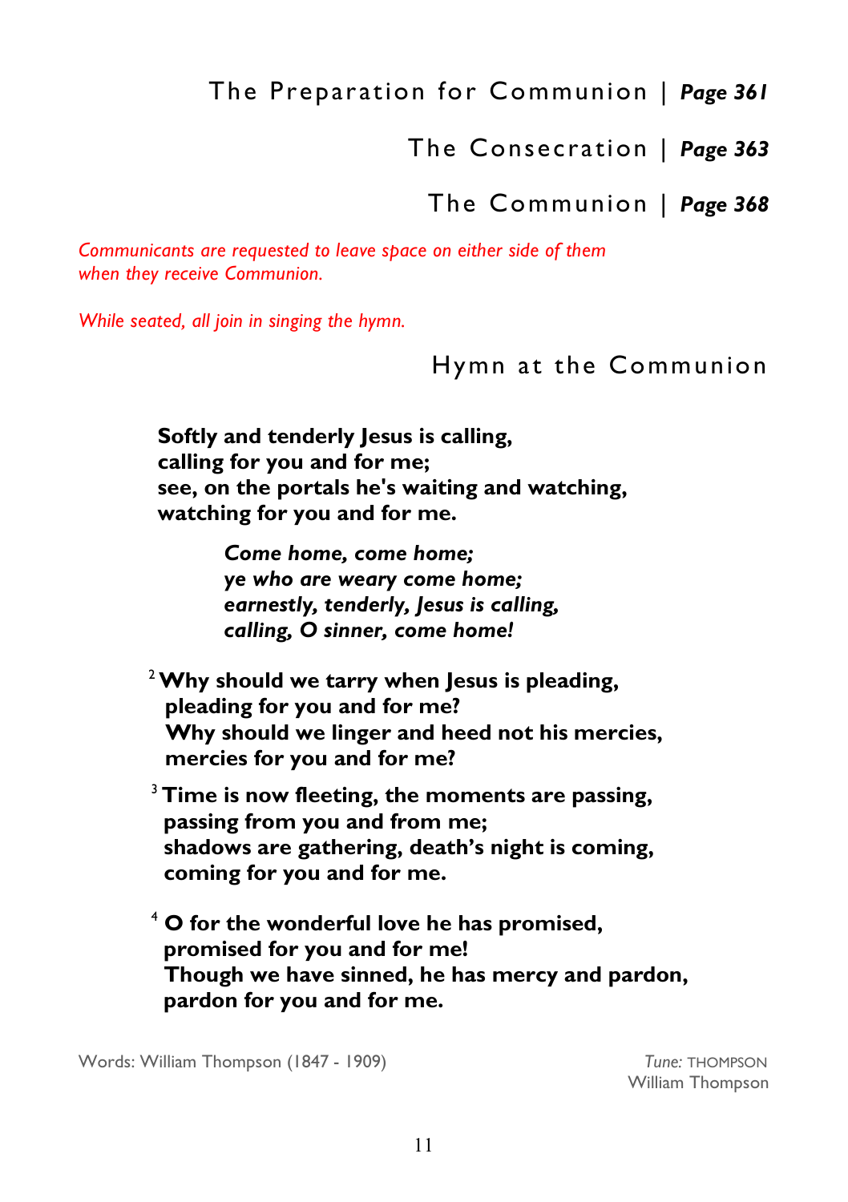## The Preparation for Communion | *Page 361*

## The Consecration | *Page 363*

## The Communion | *Page 368*

*Communicants are requested to leave space on either side of them when they receive Communion.*

*While seated, all join in singing the hymn.*

## Hymn at the Communion

**Softly and tenderly Jesus is calling,**
**calling for you and for me;**
**see, on the portals he's waiting and watching,**
**watching for you and for me.**

> ***Come home, come home;***
> ***ye who are weary come home;***
> ***earnestly, tenderly, Jesus is calling,***
> ***calling, O sinner, come home!***

2 **Why should we tarry when Jesus is pleading,**
**pleading for you and for me?**
**Why should we linger and heed not his mercies,**
**mercies for you and for me?**

3 **Time is now fleeting, the moments are passing,**
**passing from you and from me;**
**shadows are gathering, death's night is coming,**
**coming for you and for me.**

4 **O for the wonderful love he has promised,**
**promised for you and for me!**
**Though we have sinned, he has mercy and pardon,**
**pardon for you and for me.**

Words: William Thompson (1847 - 1909)

*Tune:* THOMPSON
William Thompson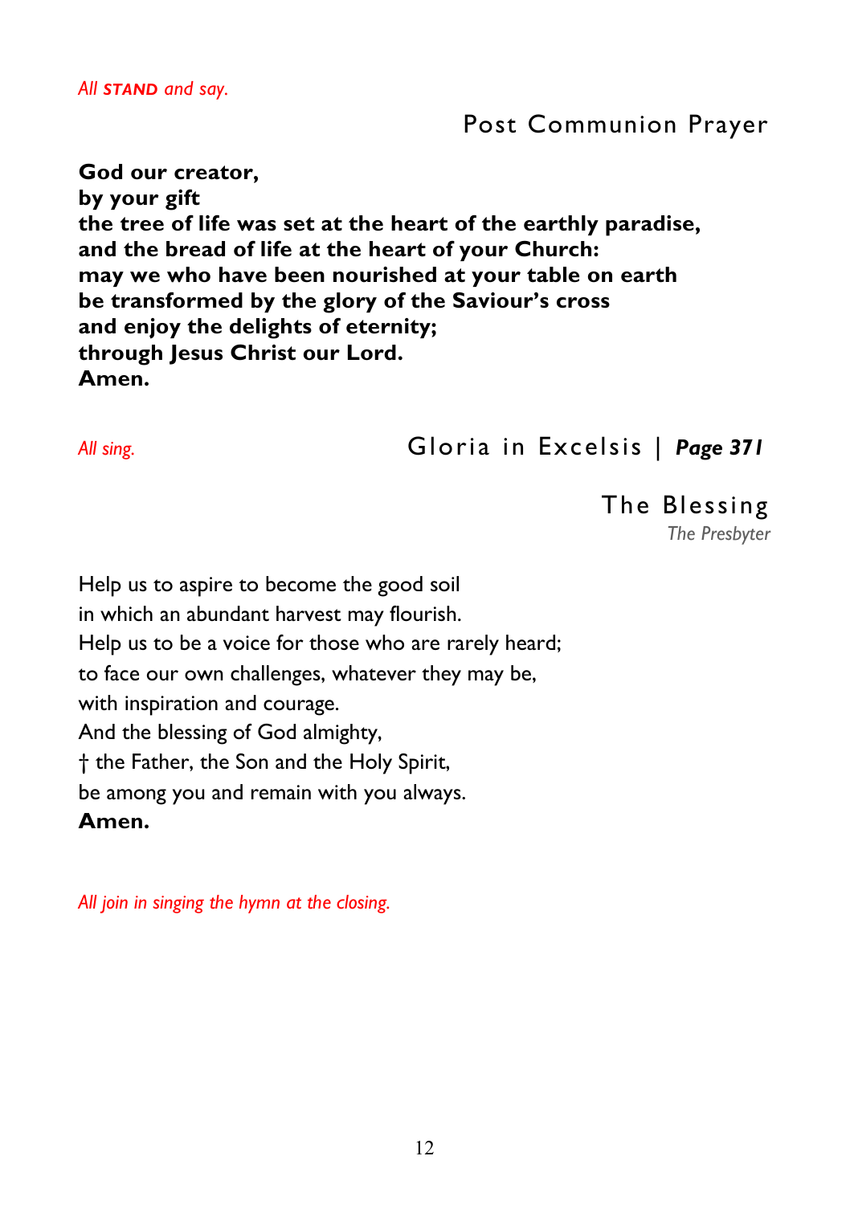*All* ***STAND*** *and say.*

## Post Communion Prayer

**God our creator,**
**by your gift**
**the tree of life was set at the heart of the earthly paradise,**
**and the bread of life at the heart of your Church:**
**may we who have been nourished at your table on earth**
**be transformed by the glory of the Saviour's cross**
**and enjoy the delights of eternity;**
**through Jesus Christ our Lord.**
**Amen.**

*All sing.*

## Gloria in Excelsis | ***Page 371***

## The Blessing

*The Presbyter*

Help us to aspire to become the good soil
in which an abundant harvest may flourish.
Help us to be a voice for those who are rarely heard;
to face our own challenges, whatever they may be,
with inspiration and courage.
And the blessing of God almighty,
† the Father, the Son and the Holy Spirit,
be among you and remain with you always.
**Amen.**

*All join in singing the hymn at the closing.*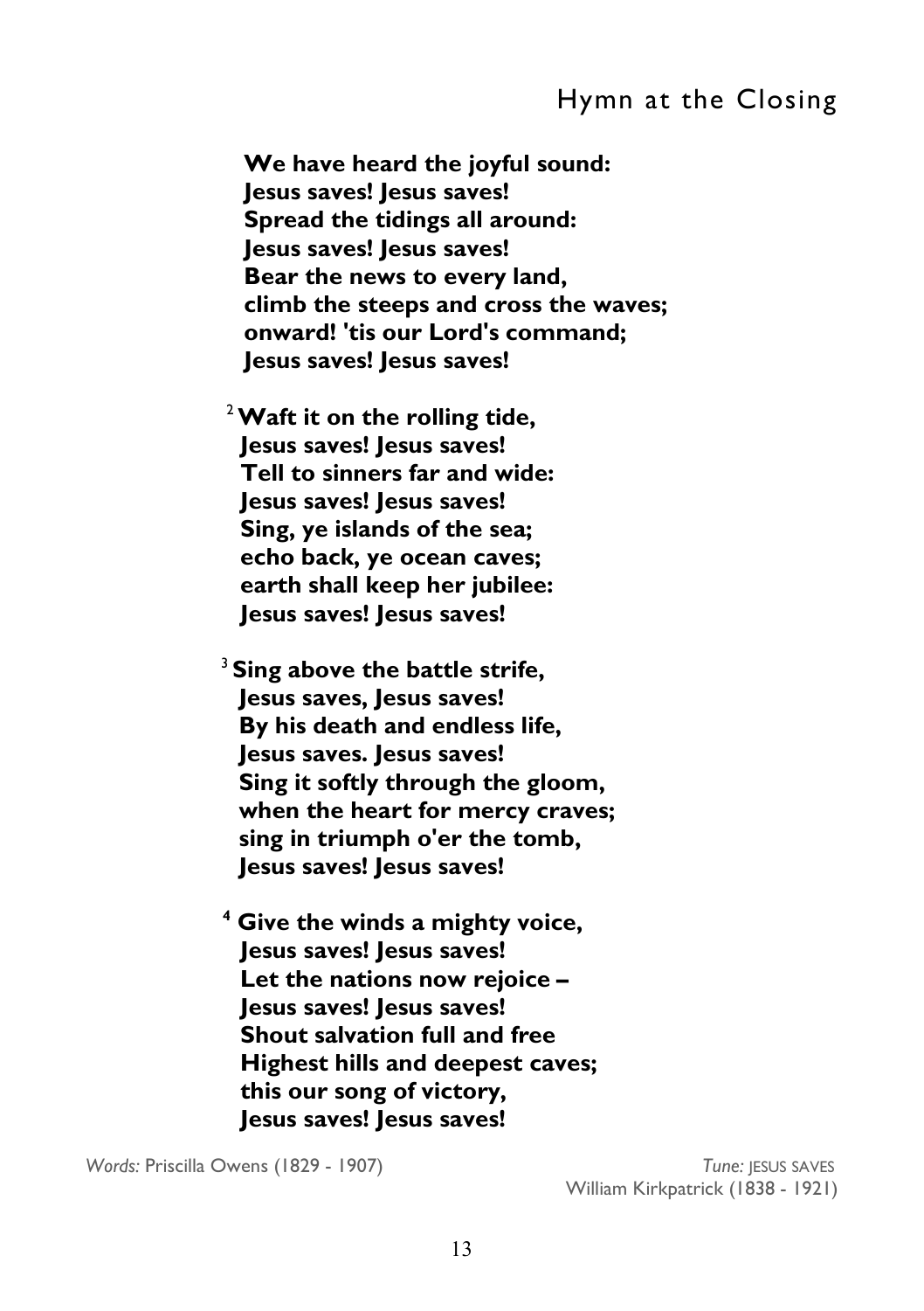## Hymn at the Closing

**We have heard the joyful sound:**
**Jesus saves! Jesus saves!**
**Spread the tidings all around:**
**Jesus saves! Jesus saves!**
**Bear the news to every land,**
**climb the steeps and cross the waves;**
**onward! 'tis our Lord's command;**
**Jesus saves! Jesus saves!**

2 **Waft it on the rolling tide,**
**Jesus saves! Jesus saves!**
**Tell to sinners far and wide:**
**Jesus saves! Jesus saves!**
**Sing, ye islands of the sea;**
**echo back, ye ocean caves;**
**earth shall keep her jubilee:**
**Jesus saves! Jesus saves!**

3 **Sing above the battle strife,**
**Jesus saves, Jesus saves!**
**By his death and endless life,**
**Jesus saves. Jesus saves!**
**Sing it softly through the gloom,**
**when the heart for mercy craves;**
**sing in triumph o'er the tomb,**
**Jesus saves! Jesus saves!**

4 **Give the winds a mighty voice,**
**Jesus saves! Jesus saves!**
**Let the nations now rejoice –**
**Jesus saves! Jesus saves!**
**Shout salvation full and free**
**Highest hills and deepest caves;**
**this our song of victory,**
**Jesus saves! Jesus saves!**

*Words:* Priscilla Owens (1829 - 1907)

*Tune:* JESUS SAVES
William Kirkpatrick (1838 - 1921)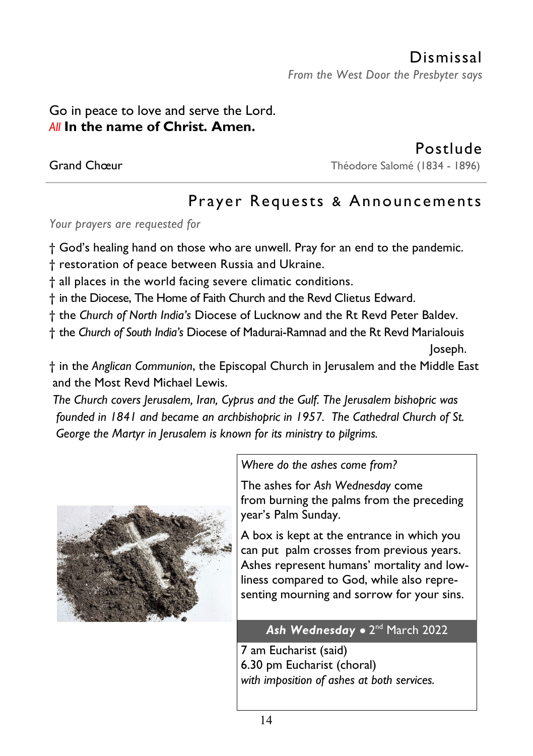## Dismissal

*From the West Door the Presbyter says*

Go in peace to love and serve the Lord.
*All* **In the name of Christ. Amen.**

## Postlude

Grand Chœur — Théodore Salomé (1834 - 1896)

---

## Prayer Requests & Announcements

*Your prayers are requested for*

† God's healing hand on those who are unwell. Pray for an end to the pandemic.
† restoration of peace between Russia and Ukraine.
† all places in the world facing severe climatic conditions.
† in the Diocese, The Home of Faith Church and the Revd Clietus Edward.
† the *Church of North India's* Diocese of Lucknow and the Rt Revd Peter Baldev.
† the *Church of South India's* Diocese of Madurai-Ramnad and the Rt Revd Marialouis Joseph.
† in the *Anglican Communion*, the Episcopal Church in Jerusalem and the Middle East and the Most Revd Michael Lewis.

*The Church covers Jerusalem, Iran, Cyprus and the Gulf. The Jerusalem bishopric was founded in 1841 and became an archbishopric in 1957. The Cathedral Church of St. George the Martyr in Jerusalem is known for its ministry to pilgrims.*

*Where do the ashes come from?*

The ashes for *Ash Wednesday* come from burning the palms from the preceding year's Palm Sunday.

A box is kept at the entrance in which you can put palm crosses from previous years. Ashes represent humans' mortality and lowliness compared to God, while also representing mourning and sorrow for your sins.

***Ash Wednesday*** • 2nd March 2022

7 am Eucharist (said)
6.30 pm Eucharist (choral)
*with imposition of ashes at both services.*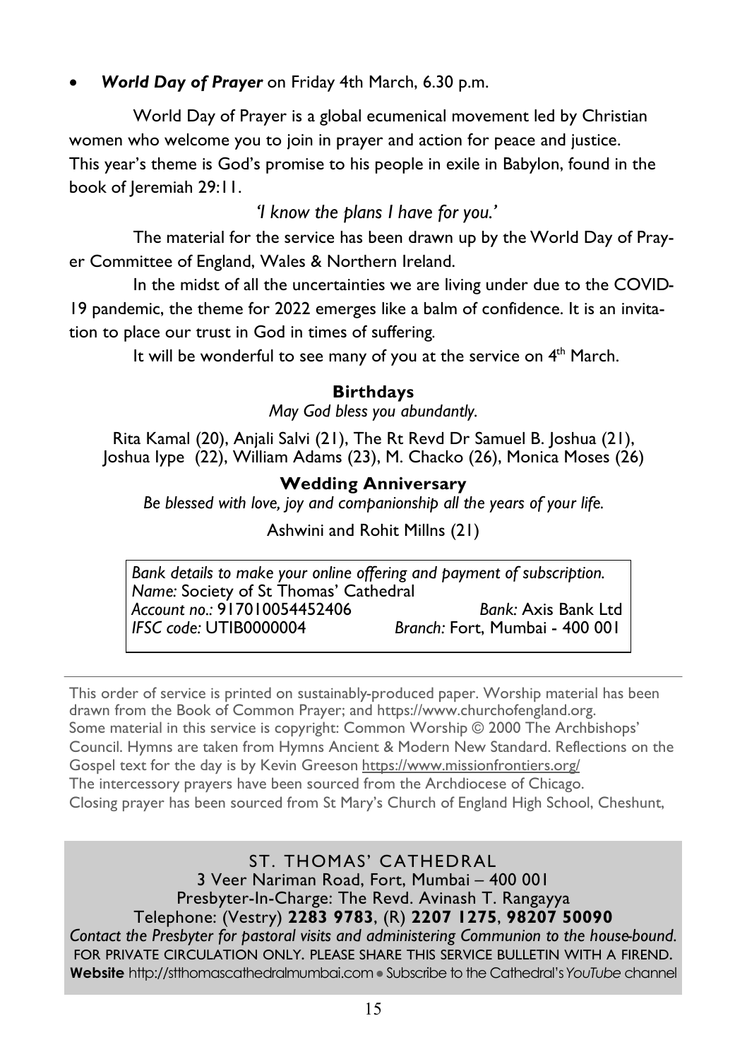- ***World Day of Prayer*** on Friday 4th March, 6.30 p.m.

World Day of Prayer is a global ecumenical movement led by Christian women who welcome you to join in prayer and action for peace and justice. This year's theme is God's promise to his people in exile in Babylon, found in the book of Jeremiah 29:11.

*'I know the plans I have for you.'*

The material for the service has been drawn up by the World Day of Prayer Committee of England, Wales & Northern Ireland.

In the midst of all the uncertainties we are living under due to the COVID-19 pandemic, the theme for 2022 emerges like a balm of confidence. It is an invitation to place our trust in God in times of suffering.

It will be wonderful to see many of you at the service on 4th March.

### Birthdays

*May God bless you abundantly.*

Rita Kamal (20), Anjali Salvi (21), The Rt Revd Dr Samuel B. Joshua (21), Joshua Iype (22), William Adams (23), M. Chacko (26), Monica Moses (26)

### Wedding Anniversary

*Be blessed with love, joy and companionship all the years of your life.*

Ashwini and Rohit Millns (21)

*Bank details to make your online offering and payment of subscription.*
*Name:* Society of St Thomas' Cathedral
*Account no.:* 917010054452406 — *Bank:* Axis Bank Ltd
*IFSC code:* UTIB0000004 — *Branch:* Fort, Mumbai - 400 001

---

This order of service is printed on sustainably-produced paper. Worship material has been drawn from the Book of Common Prayer; and https://www.churchofengland.org. Some material in this service is copyright: Common Worship © 2000 The Archbishops' Council. Hymns are taken from Hymns Ancient & Modern New Standard. Reflections on the Gospel text for the day is by Kevin Greeson https://www.missionfrontiers.org/
The intercessory prayers have been sourced from the Archdiocese of Chicago.
Closing prayer has been sourced from St Mary's Church of England High School, Cheshunt,

ST. THOMAS' CATHEDRAL
3 Veer Nariman Road, Fort, Mumbai – 400 001
Presbyter-In-Charge: The Revd. Avinash T. Rangayya
Telephone: (Vestry) **2283 9783**, (R) **2207 1275**, **98207 50090**
*Contact the Presbyter for pastoral visits and administering Communion to the house-bound.*
FOR PRIVATE CIRCULATION ONLY. PLEASE SHARE THIS SERVICE BULLETIN WITH A FIREND.
**Website** http://stthomascathedralmumbai.com • Subscribe to the Cathedral's *YouTube* channel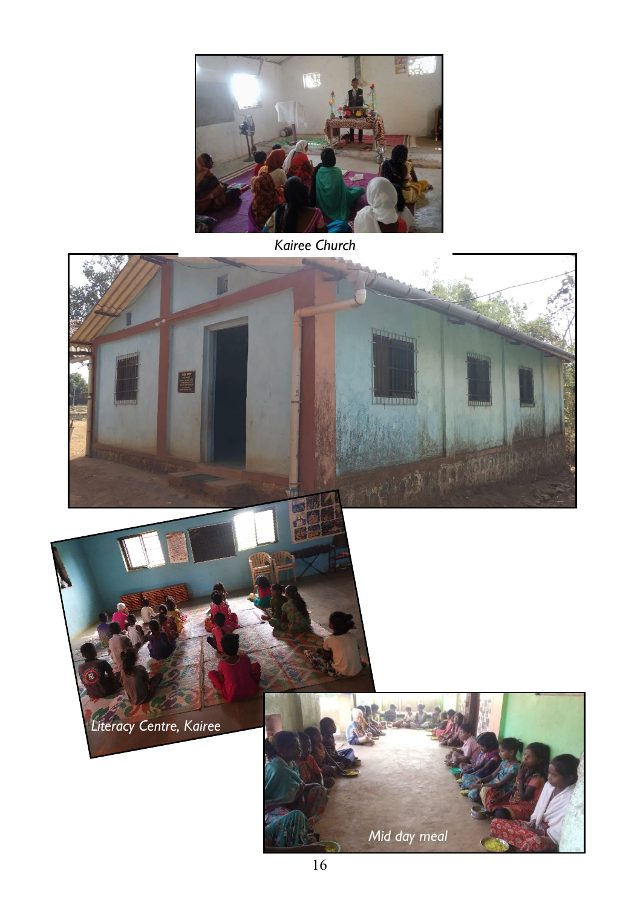Kairee Church

Literacy Centre, Kairee

Mid day meal